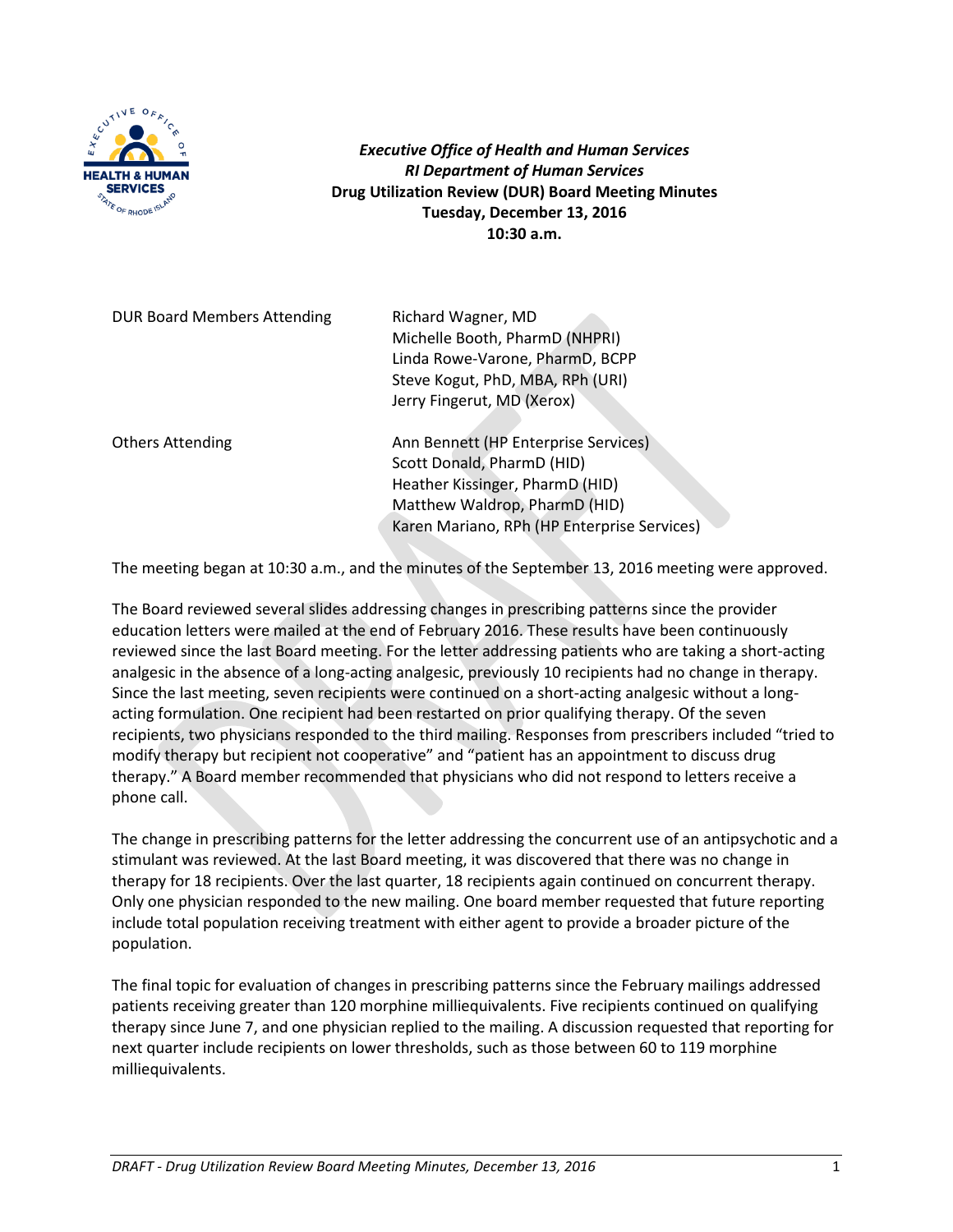***Executive Office of Health and Human Services***
***RI Department of Human Services***
**Drug Utilization Review (DUR) Board Meeting Minutes**
**Tuesday, December 13, 2016**
**10:30 a.m.**

| | |
|---|---|
| DUR Board Members Attending | Richard Wagner, MD<br>Michelle Booth, PharmD (NHPRI)<br>Linda Rowe-Varone, PharmD, BCPP<br>Steve Kogut, PhD, MBA, RPh (URI)<br>Jerry Fingerut, MD (Xerox) |
| Others Attending | Ann Bennett (HP Enterprise Services)<br>Scott Donald, PharmD (HID)<br>Heather Kissinger, PharmD (HID)<br>Matthew Waldrop, PharmD (HID)<br>Karen Mariano, RPh (HP Enterprise Services) |

The meeting began at 10:30 a.m., and the minutes of the September 13, 2016 meeting were approved.

The Board reviewed several slides addressing changes in prescribing patterns since the provider education letters were mailed at the end of February 2016. These results have been continuously reviewed since the last Board meeting. For the letter addressing patients who are taking a short-acting analgesic in the absence of a long-acting analgesic, previously 10 recipients had no change in therapy. Since the last meeting, seven recipients were continued on a short-acting analgesic without a long-acting formulation. One recipient had been restarted on prior qualifying therapy. Of the seven recipients, two physicians responded to the third mailing. Responses from prescribers included "tried to modify therapy but recipient not cooperative" and "patient has an appointment to discuss drug therapy." A Board member recommended that physicians who did not respond to letters receive a phone call.

The change in prescribing patterns for the letter addressing the concurrent use of an antipsychotic and a stimulant was reviewed. At the last Board meeting, it was discovered that there was no change in therapy for 18 recipients. Over the last quarter, 18 recipients again continued on concurrent therapy. Only one physician responded to the new mailing. One board member requested that future reporting include total population receiving treatment with either agent to provide a broader picture of the population.

The final topic for evaluation of changes in prescribing patterns since the February mailings addressed patients receiving greater than 120 morphine milliequivalents. Five recipients continued on qualifying therapy since June 7, and one physician replied to the mailing. A discussion requested that reporting for next quarter include recipients on lower thresholds, such as those between 60 to 119 morphine milliequivalents.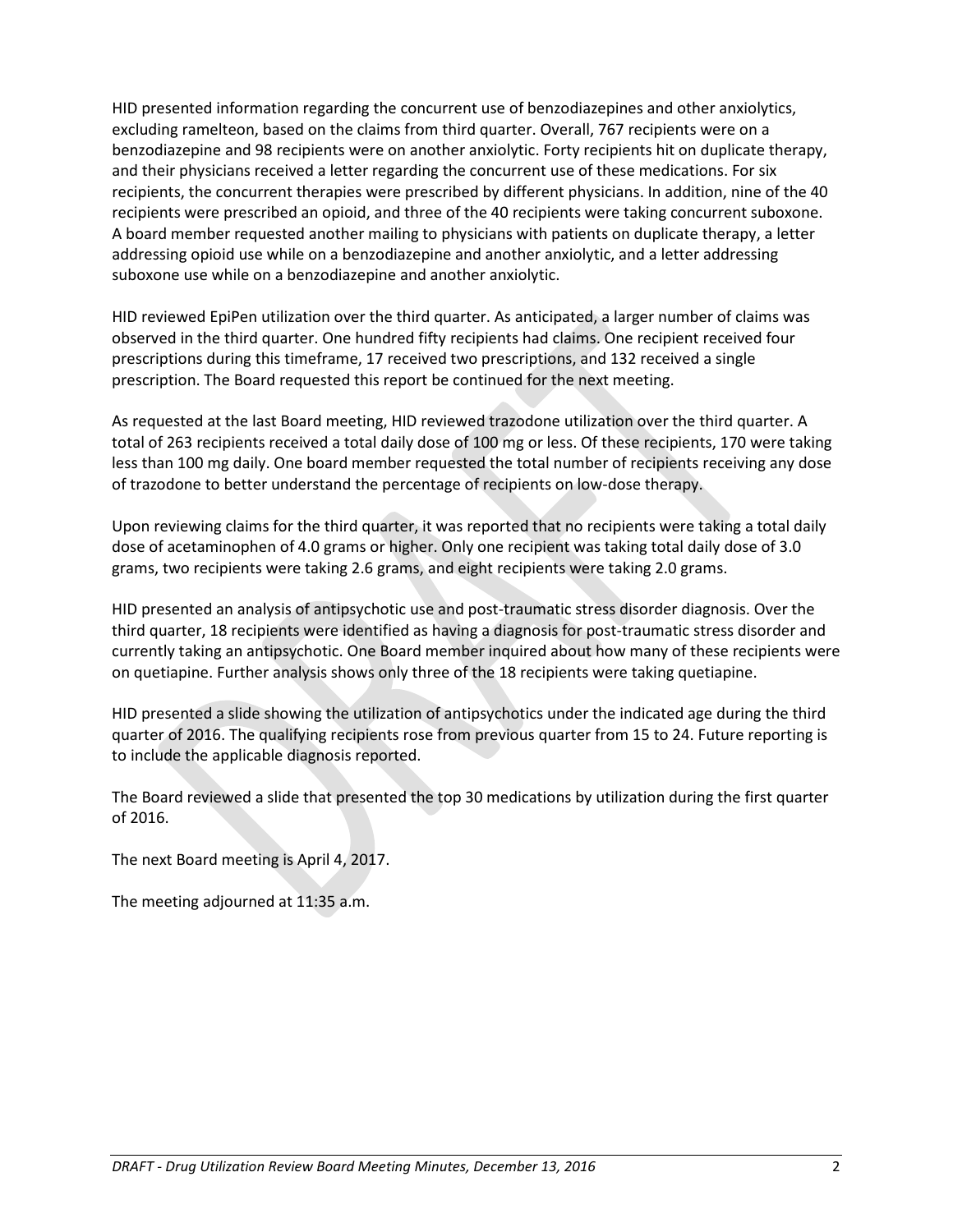HID presented information regarding the concurrent use of benzodiazepines and other anxiolytics, excluding ramelteon, based on the claims from third quarter. Overall, 767 recipients were on a benzodiazepine and 98 recipients were on another anxiolytic. Forty recipients hit on duplicate therapy, and their physicians received a letter regarding the concurrent use of these medications. For six recipients, the concurrent therapies were prescribed by different physicians. In addition, nine of the 40 recipients were prescribed an opioid, and three of the 40 recipients were taking concurrent suboxone. A board member requested another mailing to physicians with patients on duplicate therapy, a letter addressing opioid use while on a benzodiazepine and another anxiolytic, and a letter addressing suboxone use while on a benzodiazepine and another anxiolytic.

HID reviewed EpiPen utilization over the third quarter. As anticipated, a larger number of claims was observed in the third quarter. One hundred fifty recipients had claims. One recipient received four prescriptions during this timeframe, 17 received two prescriptions, and 132 received a single prescription. The Board requested this report be continued for the next meeting.

As requested at the last Board meeting, HID reviewed trazodone utilization over the third quarter. A total of 263 recipients received a total daily dose of 100 mg or less. Of these recipients, 170 were taking less than 100 mg daily. One board member requested the total number of recipients receiving any dose of trazodone to better understand the percentage of recipients on low-dose therapy.

Upon reviewing claims for the third quarter, it was reported that no recipients were taking a total daily dose of acetaminophen of 4.0 grams or higher. Only one recipient was taking total daily dose of 3.0 grams, two recipients were taking 2.6 grams, and eight recipients were taking 2.0 grams.

HID presented an analysis of antipsychotic use and post-traumatic stress disorder diagnosis. Over the third quarter, 18 recipients were identified as having a diagnosis for post-traumatic stress disorder and currently taking an antipsychotic. One Board member inquired about how many of these recipients were on quetiapine. Further analysis shows only three of the 18 recipients were taking quetiapine.

HID presented a slide showing the utilization of antipsychotics under the indicated age during the third quarter of 2016. The qualifying recipients rose from previous quarter from 15 to 24. Future reporting is to include the applicable diagnosis reported.

The Board reviewed a slide that presented the top 30 medications by utilization during the first quarter of 2016.

The next Board meeting is April 4, 2017.

The meeting adjourned at 11:35 a.m.